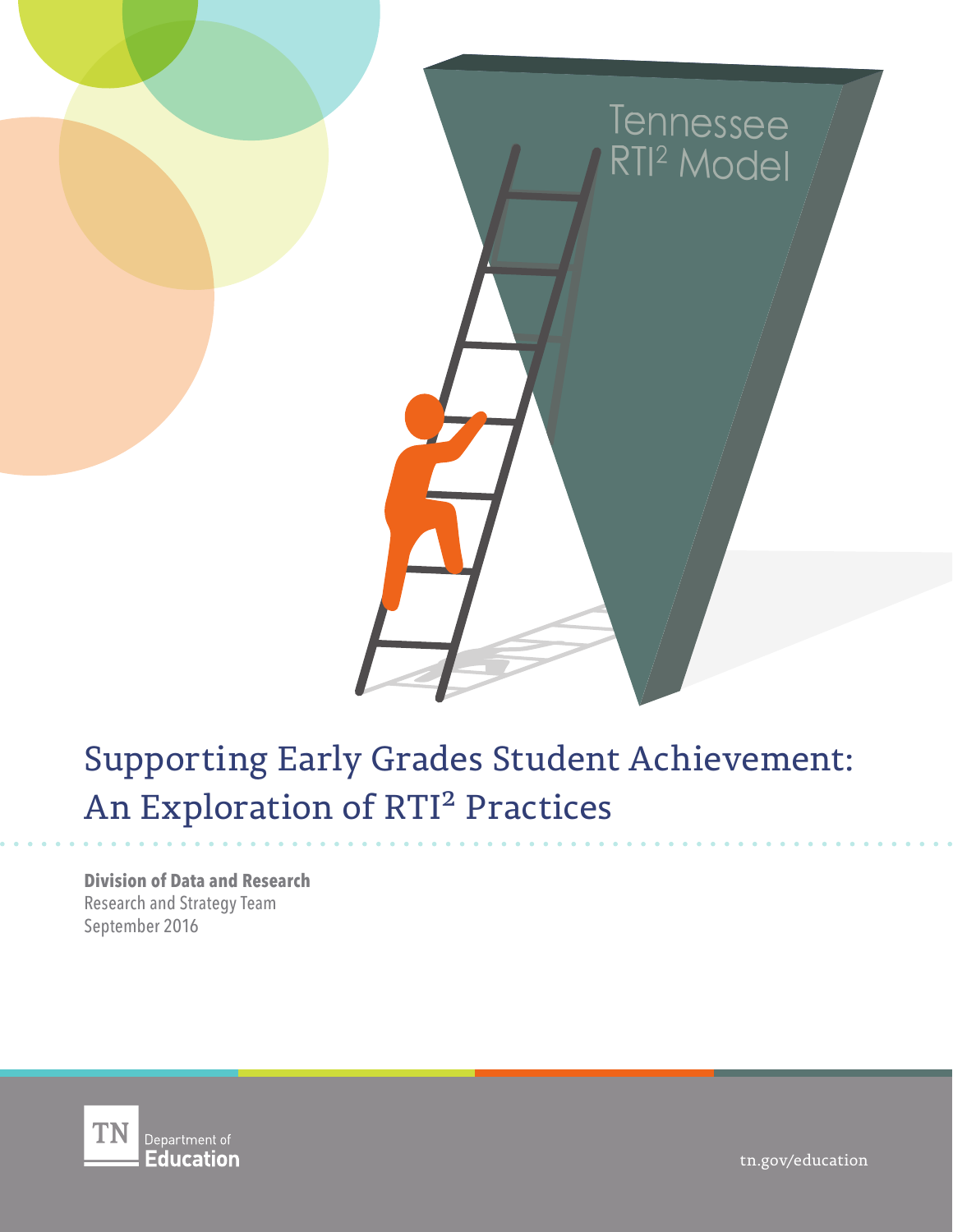# Supporting Early Grades Student Achievement: An Exploration of RTI² Practices

**Division of Data and Research**
Research and Strategy Team
September 2016

TN Department of Education

tn.gov/education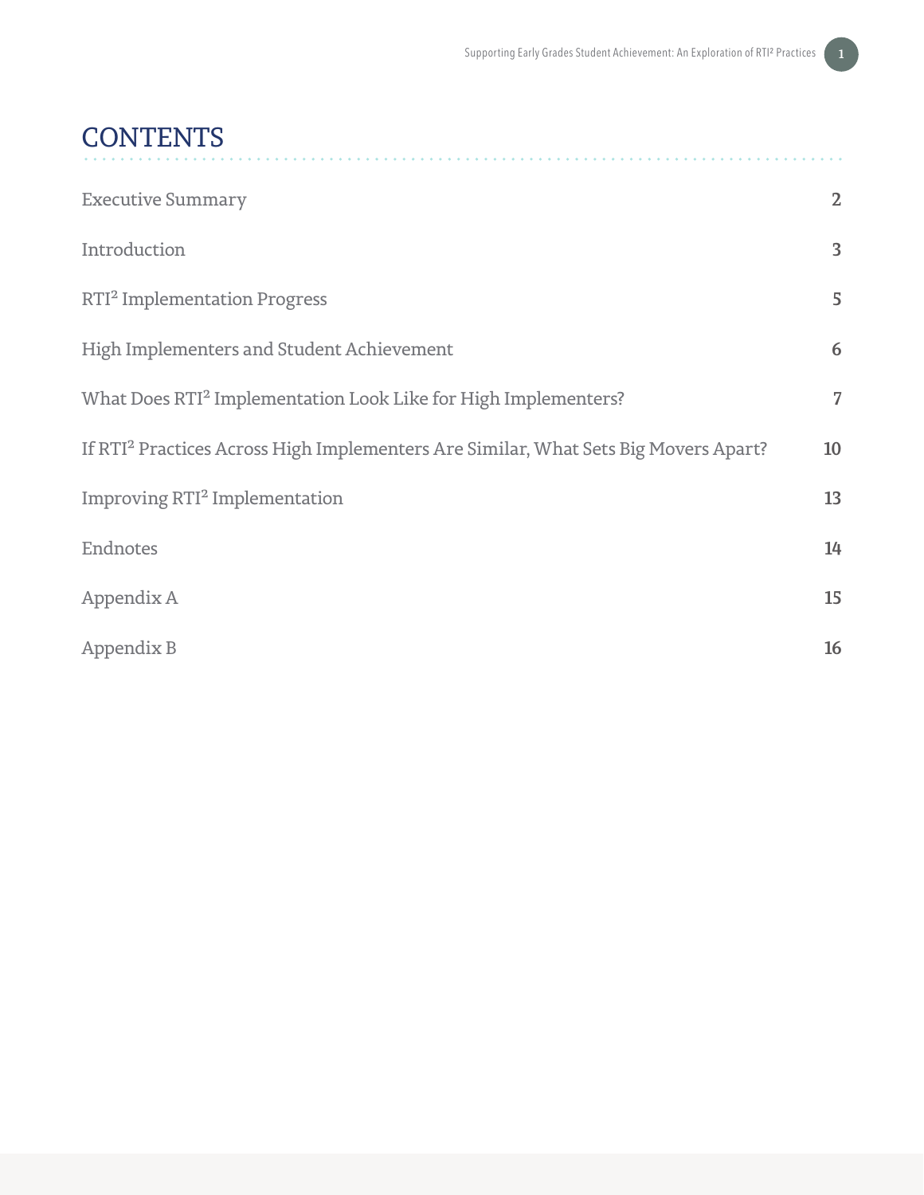# CONTENTS

| | |
|---|---|
| Executive Summary | 2 |
| Introduction | 3 |
| RTI² Implementation Progress | 5 |
| High Implementers and Student Achievement | 6 |
| What Does RTI² Implementation Look Like for High Implementers? | 7 |
| If RTI² Practices Across High Implementers Are Similar, What Sets Big Movers Apart? | 10 |
| Improving RTI² Implementation | 13 |
| Endnotes | 14 |
| Appendix A | 15 |
| Appendix B | 16 |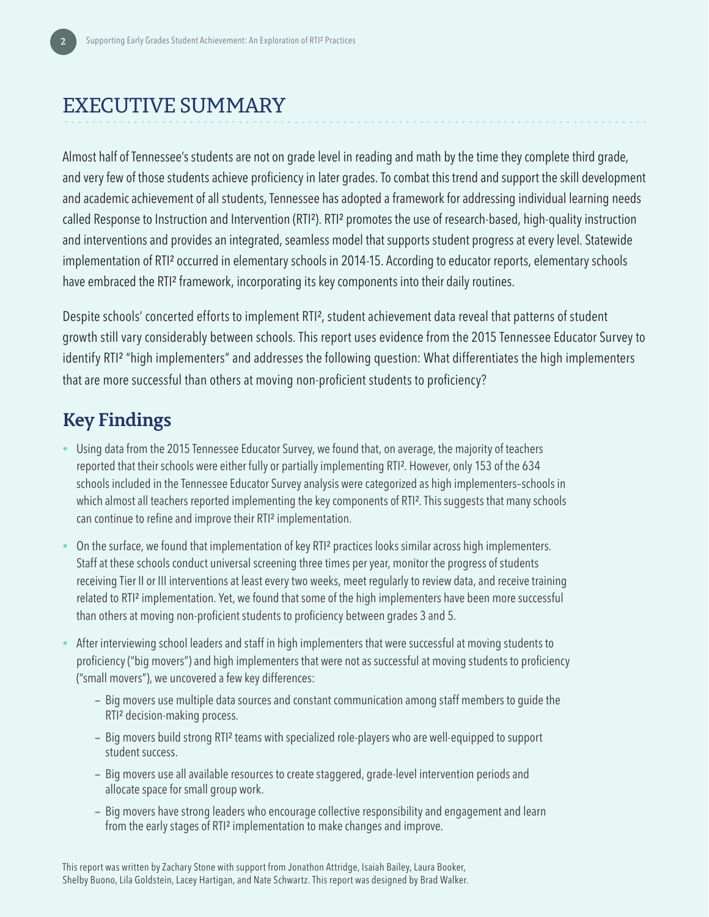# EXECUTIVE SUMMARY

Almost half of Tennessee's students are not on grade level in reading and math by the time they complete third grade, and very few of those students achieve proficiency in later grades. To combat this trend and support the skill development and academic achievement of all students, Tennessee has adopted a framework for addressing individual learning needs called Response to Instruction and Intervention (RTI²). RTI² promotes the use of research-based, high-quality instruction and interventions and provides an integrated, seamless model that supports student progress at every level. Statewide implementation of RTI² occurred in elementary schools in 2014-15. According to educator reports, elementary schools have embraced the RTI² framework, incorporating its key components into their daily routines.

Despite schools' concerted efforts to implement RTI², student achievement data reveal that patterns of student growth still vary considerably between schools. This report uses evidence from the 2015 Tennessee Educator Survey to identify RTI² "high implementers" and addresses the following question: What differentiates the high implementers that are more successful than others at moving non-proficient students to proficiency?

## Key Findings

- Using data from the 2015 Tennessee Educator Survey, we found that, on average, the majority of teachers reported that their schools were either fully or partially implementing RTI². However, only 153 of the 634 schools included in the Tennessee Educator Survey analysis were categorized as high implementers–schools in which almost all teachers reported implementing the key components of RTI². This suggests that many schools can continue to refine and improve their RTI² implementation.
- On the surface, we found that implementation of key RTI² practices looks similar across high implementers. Staff at these schools conduct universal screening three times per year, monitor the progress of students receiving Tier II or III interventions at least every two weeks, meet regularly to review data, and receive training related to RTI² implementation. Yet, we found that some of the high implementers have been more successful than others at moving non-proficient students to proficiency between grades 3 and 5.
- After interviewing school leaders and staff in high implementers that were successful at moving students to proficiency ("big movers") and high implementers that were not as successful at moving students to proficiency ("small movers"), we uncovered a few key differences:
  - Big movers use multiple data sources and constant communication among staff members to guide the RTI² decision-making process.
  - Big movers build strong RTI² teams with specialized role-players who are well-equipped to support student success.
  - Big movers use all available resources to create staggered, grade-level intervention periods and allocate space for small group work.
  - Big movers have strong leaders who encourage collective responsibility and engagement and learn from the early stages of RTI² implementation to make changes and improve.

This report was written by Zachary Stone with support from Jonathon Attridge, Isaiah Bailey, Laura Booker, Shelby Buono, Lila Goldstein, Lacey Hartigan, and Nate Schwartz. This report was designed by Brad Walker.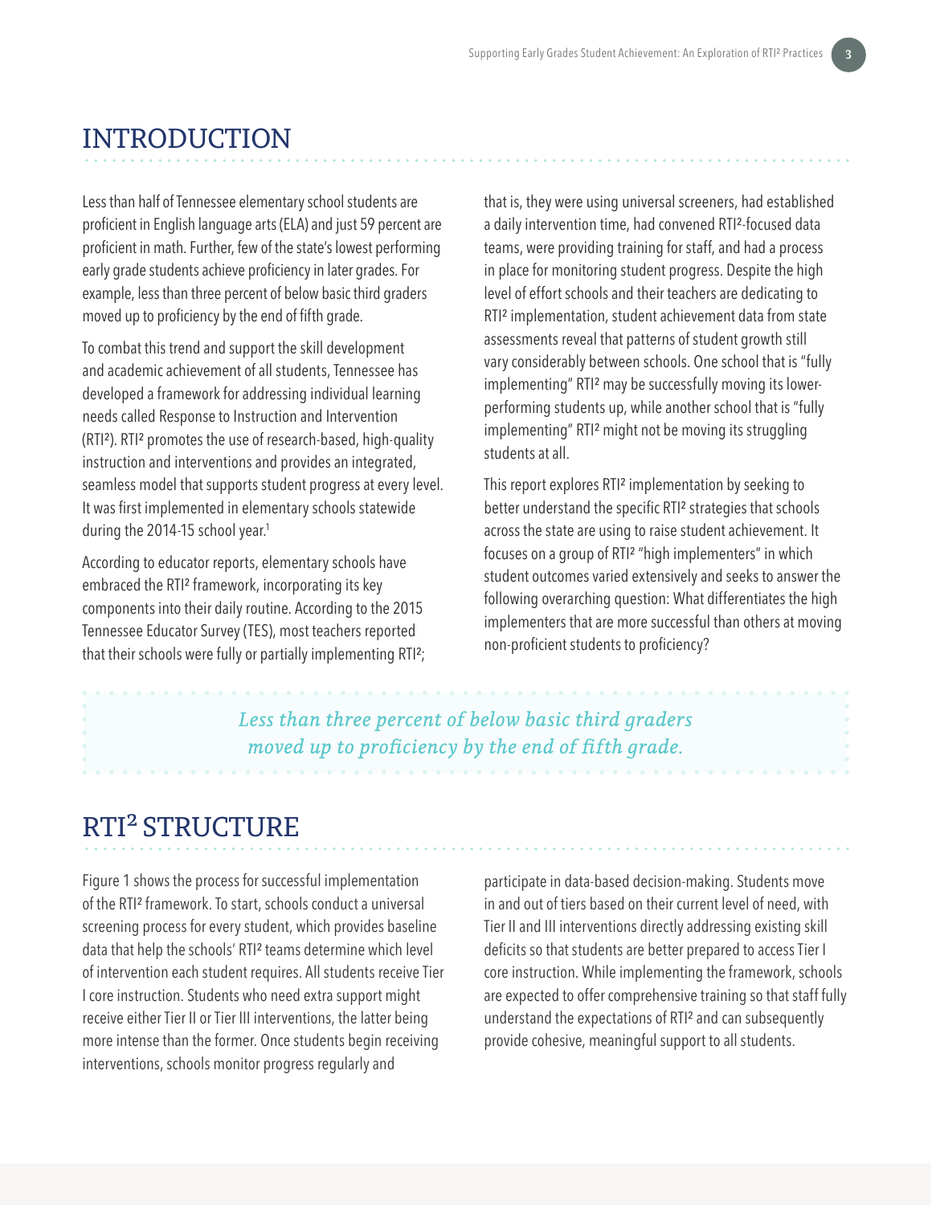## INTRODUCTION

Less than half of Tennessee elementary school students are proficient in English language arts (ELA) and just 59 percent are proficient in math. Further, few of the state's lowest performing early grade students achieve proficiency in later grades. For example, less than three percent of below basic third graders moved up to proficiency by the end of fifth grade.

To combat this trend and support the skill development and academic achievement of all students, Tennessee has developed a framework for addressing individual learning needs called Response to Instruction and Intervention (RTI²). RTI² promotes the use of research-based, high-quality instruction and interventions and provides an integrated, seamless model that supports student progress at every level. It was first implemented in elementary schools statewide during the 2014-15 school year.[1]

According to educator reports, elementary schools have embraced the RTI² framework, incorporating its key components into their daily routine. According to the 2015 Tennessee Educator Survey (TES), most teachers reported that their schools were fully or partially implementing RTI²; that is, they were using universal screeners, had established a daily intervention time, had convened RTI²-focused data teams, were providing training for staff, and had a process in place for monitoring student progress. Despite the high level of effort schools and their teachers are dedicating to RTI² implementation, student achievement data from state assessments reveal that patterns of student growth still vary considerably between schools. One school that is "fully implementing" RTI² may be successfully moving its lower-performing students up, while another school that is "fully implementing" RTI² might not be moving its struggling students at all.

This report explores RTI² implementation by seeking to better understand the specific RTI² strategies that schools across the state are using to raise student achievement. It focuses on a group of RTI² "high implementers" in which student outcomes varied extensively and seeks to answer the following overarching question: What differentiates the high implementers that are more successful than others at moving non-proficient students to proficiency?

> *Less than three percent of below basic third graders moved up to proficiency by the end of fifth grade.*

## RTI² STRUCTURE

Figure 1 shows the process for successful implementation of the RTI² framework. To start, schools conduct a universal screening process for every student, which provides baseline data that help the schools' RTI² teams determine which level of intervention each student requires. All students receive Tier I core instruction. Students who need extra support might receive either Tier II or Tier III interventions, the latter being more intense than the former. Once students begin receiving interventions, schools monitor progress regularly and participate in data-based decision-making. Students move in and out of tiers based on their current level of need, with Tier II and III interventions directly addressing existing skill deficits so that students are better prepared to access Tier I core instruction. While implementing the framework, schools are expected to offer comprehensive training so that staff fully understand the expectations of RTI² and can subsequently provide cohesive, meaningful support to all students.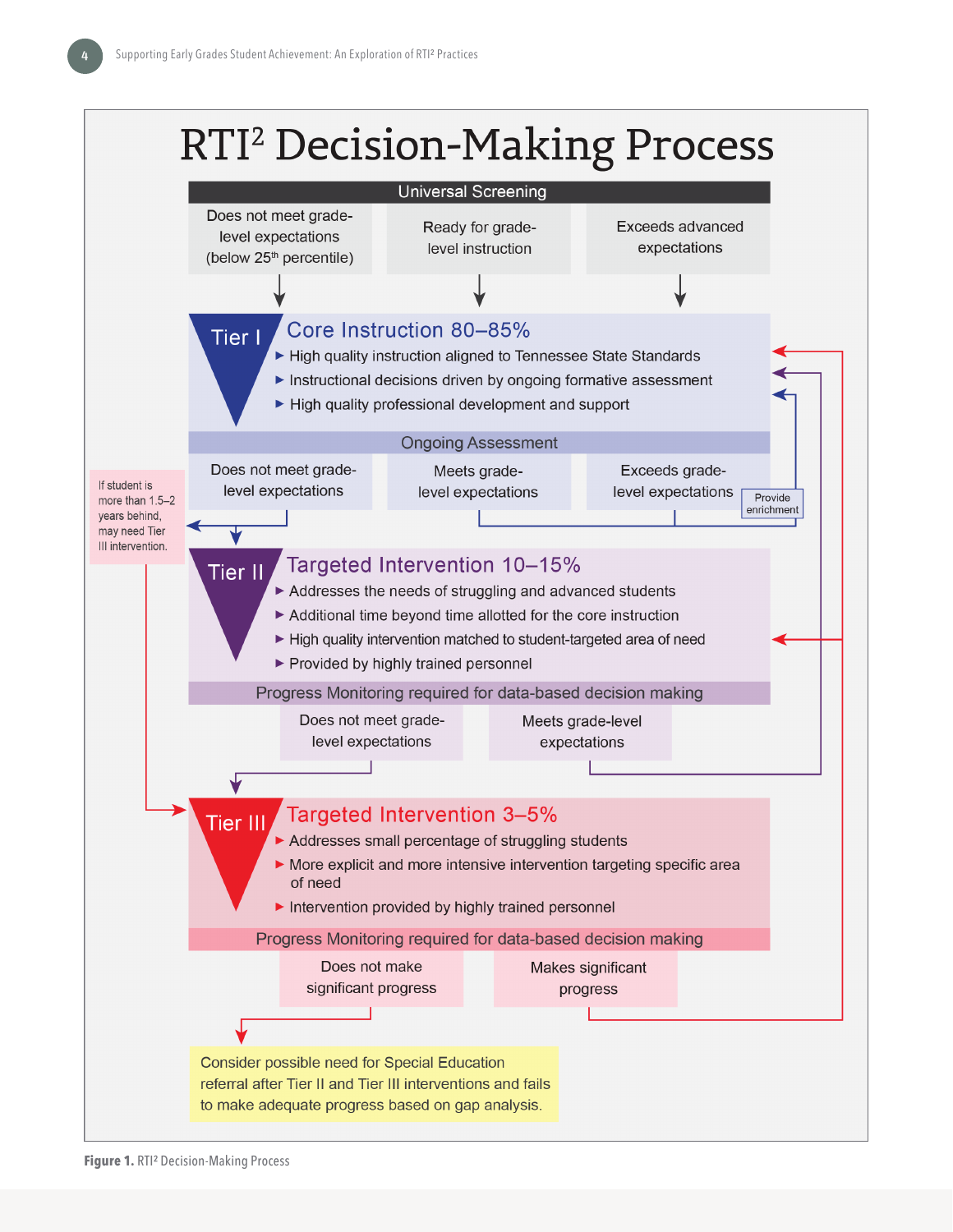# RTI² Decision-Making Process

**Universal Screening**

- Does not meet grade-level expectations (below 25th percentile)
- Ready for grade-level instruction
- Exceeds advanced expectations

## Tier I — Core Instruction 80–85%

- High quality instruction aligned to Tennessee State Standards
- Instructional decisions driven by ongoing formative assessment
- High quality professional development and support

**Ongoing Assessment**

- Does not meet grade-level expectations
- Meets grade-level expectations
- Exceeds grade-level expectations — Provide enrichment

If student is more than 1.5–2 years behind, may need Tier III intervention.

## Tier II — Targeted Intervention 10–15%

- Addresses the needs of struggling and advanced students
- Additional time beyond time allotted for the core instruction
- High quality intervention matched to student-targeted area of need
- Provided by highly trained personnel

**Progress Monitoring required for data-based decision making**

- Does not meet grade-level expectations
- Meets grade-level expectations

## Tier III — Targeted Intervention 3–5%

- Addresses small percentage of struggling students
- More explicit and more intensive intervention targeting specific area of need
- Intervention provided by highly trained personnel

**Progress Monitoring required for data-based decision making**

- Does not make significant progress
- Makes significant progress

Consider possible need for Special Education referral after Tier II and Tier III interventions and fails to make adequate progress based on gap analysis.

**Figure 1.** RTI² Decision-Making Process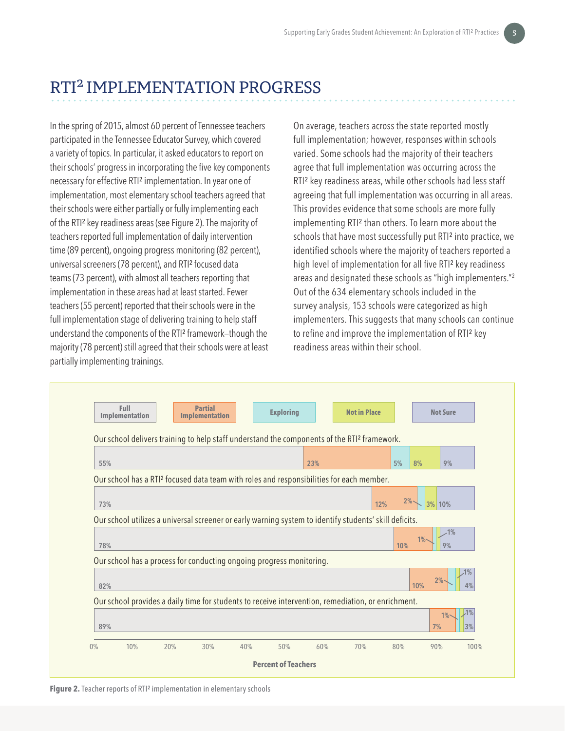# RTI$^2$ IMPLEMENTATION PROGRESS

In the spring of 2015, almost 60 percent of Tennessee teachers participated in the Tennessee Educator Survey, which covered a variety of topics. In particular, it asked educators to report on their schools' progress in incorporating the five key components necessary for effective RTI$^2$ implementation. In year one of implementation, most elementary school teachers agreed that their schools were either partially or fully implementing each of the RTI$^2$ key readiness areas (see Figure 2). The majority of teachers reported full implementation of daily intervention time (89 percent), ongoing progress monitoring (82 percent), universal screeners (78 percent), and RTI$^2$ focused data teams (73 percent), with almost all teachers reporting that implementation in these areas had at least started. Fewer teachers (55 percent) reported that their schools were in the full implementation stage of delivering training to help staff understand the components of the RTI$^2$ framework—though the majority (78 percent) still agreed that their schools were at least partially implementing trainings.

On average, teachers across the state reported mostly full implementation; however, responses within schools varied. Some schools had the majority of their teachers agree that full implementation was occurring across the RTI$^2$ key readiness areas, while other schools had less staff agreeing that full implementation was occurring in all areas. This provides evidence that some schools are more fully implementing RTI$^2$ than others. To learn more about the schools that have most successfully put RTI$^2$ into practice, we identified schools where the majority of teachers reported a high level of implementation for all five RTI$^2$ key readiness areas and designated these schools as "high implementers."[2] Out of the 634 elementary schools included in the survey analysis, 153 schools were categorized as high implementers. This suggests that many schools can continue to refine and improve the implementation of RTI$^2$ key readiness areas within their school.

| Statement | Full Implementation | Partial Implementation | Exploring | Not in Place | Not Sure |
|---|---|---|---|---|---|
| Our school delivers training to help staff understand the components of the RTI$^2$ framework. | 55% | 23% | 5% | 8% | 9% |
| Our school has a RTI$^2$ focused data team with roles and responsibilities for each member. | 73% | 12% | 2% | 3% | 10% |
| Our school utilizes a universal screener or early warning system to identify students' skill deficits. | 78% | 10% | 1% | 1% | 9% |
| Our school has a process for conducting ongoing progress monitoring. | 82% | 10% | 2% | 1% | 4% |
| Our school provides a daily time for students to receive intervention, remediation, or enrichment. | 89% | 7% | 1% | 1% | 3% |

Percent of Teachers

**Figure 2.** Teacher reports of RTI$^2$ implementation in elementary schools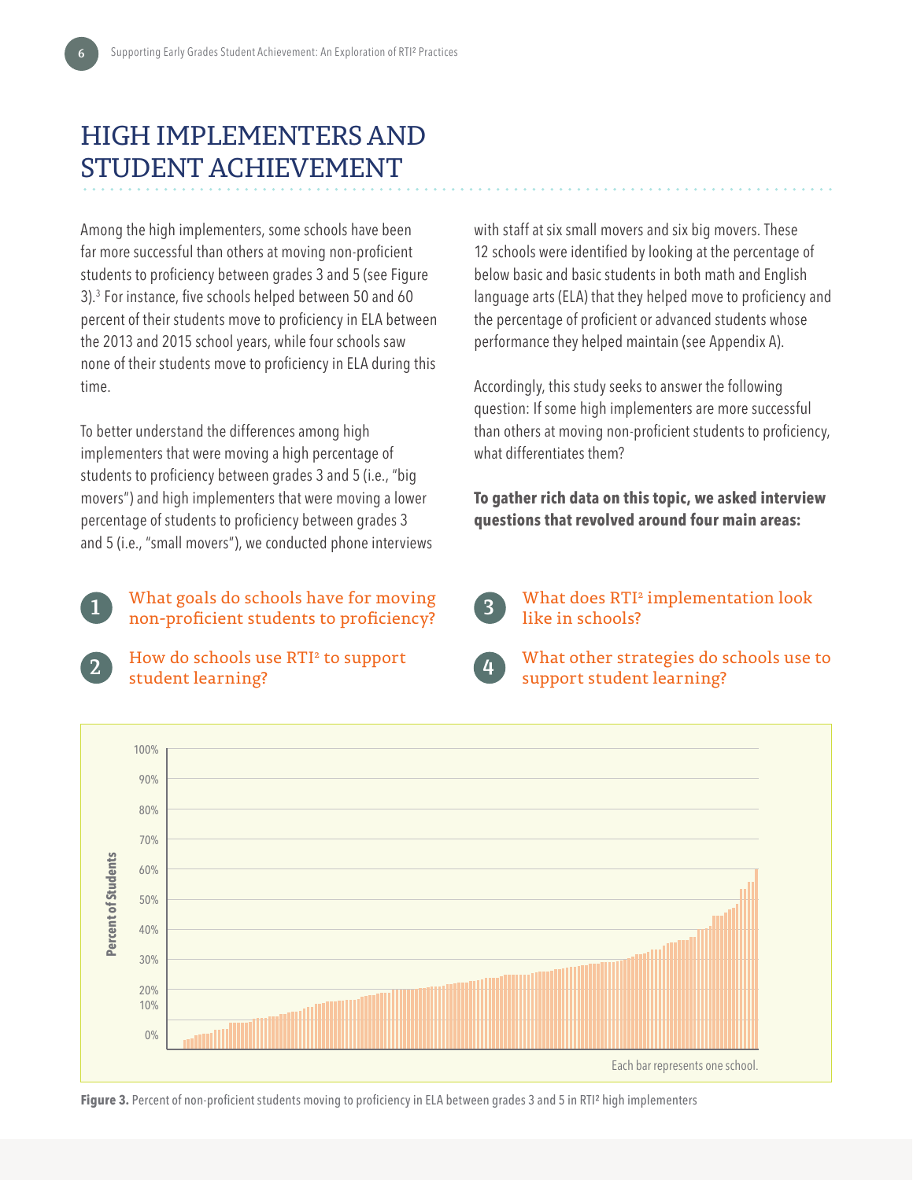# HIGH IMPLEMENTERS AND STUDENT ACHIEVEMENT

Among the high implementers, some schools have been far more successful than others at moving non-proficient students to proficiency between grades 3 and 5 (see Figure 3).[3] For instance, five schools helped between 50 and 60 percent of their students move to proficiency in ELA between the 2013 and 2015 school years, while four schools saw none of their students move to proficiency in ELA during this time.

To better understand the differences among high implementers that were moving a high percentage of students to proficiency between grades 3 and 5 (i.e., "big movers") and high implementers that were moving a lower percentage of students to proficiency between grades 3 and 5 (i.e., "small movers"), we conducted phone interviews with staff at six small movers and six big movers. These 12 schools were identified by looking at the percentage of below basic and basic students in both math and English language arts (ELA) that they helped move to proficiency and the percentage of proficient or advanced students whose performance they helped maintain (see Appendix A).

Accordingly, this study seeks to answer the following question: If some high implementers are more successful than others at moving non-proficient students to proficiency, what differentiates them?

**To gather rich data on this topic, we asked interview questions that revolved around four main areas:**

1. What goals do schools have for moving non-proficient students to proficiency?
2. How do schools use RTI² to support student learning?
3. What does RTI² implementation look like in schools?
4. What other strategies do schools use to support student learning?

Each bar represents one school.

**Figure 3.** Percent of non-proficient students moving to proficiency in ELA between grades 3 and 5 in RTI² high implementers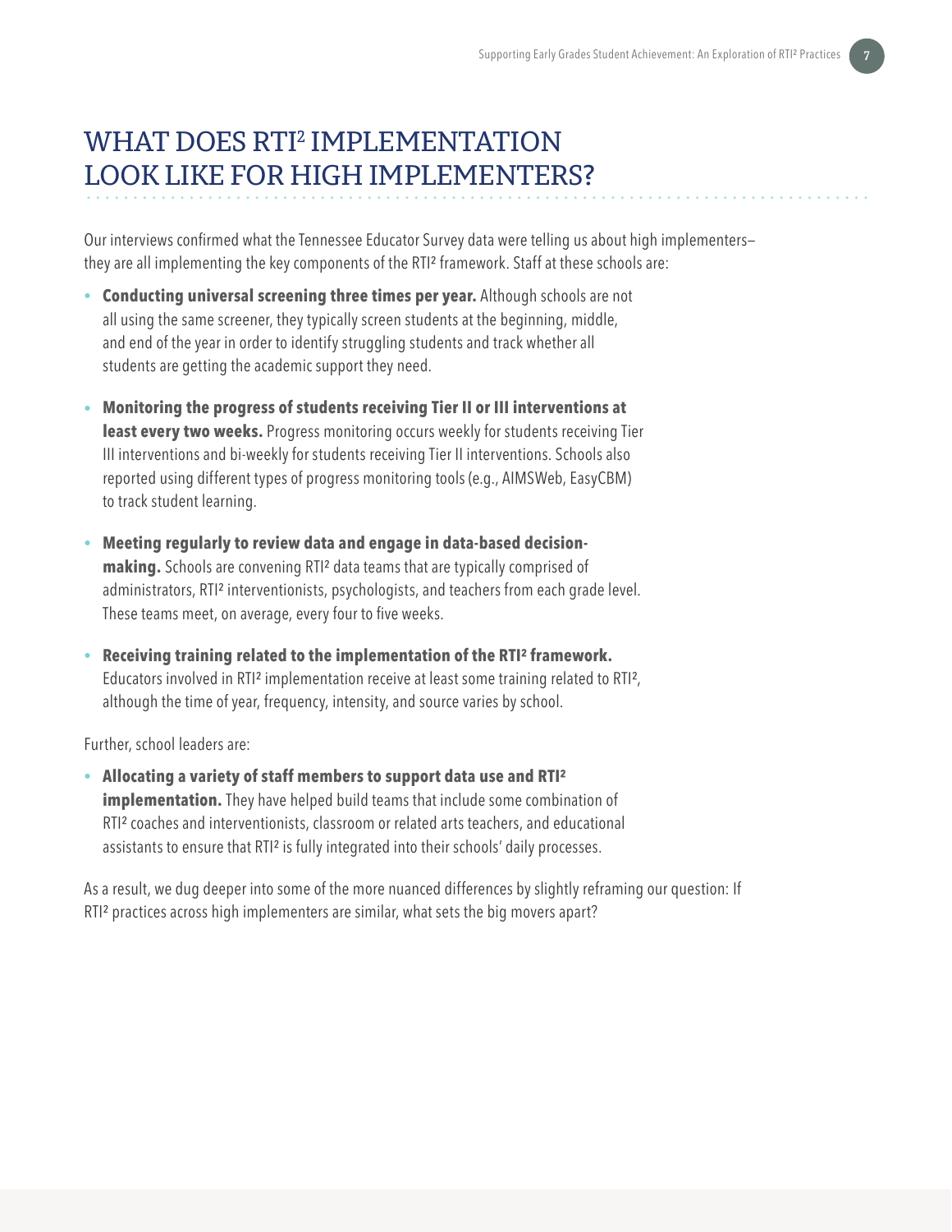# WHAT DOES RTI² IMPLEMENTATION LOOK LIKE FOR HIGH IMPLEMENTERS?

Our interviews confirmed what the Tennessee Educator Survey data were telling us about high implementers—they are all implementing the key components of the RTI² framework. Staff at these schools are:

- **Conducting universal screening three times per year.** Although schools are not all using the same screener, they typically screen students at the beginning, middle, and end of the year in order to identify struggling students and track whether all students are getting the academic support they need.
- **Monitoring the progress of students receiving Tier II or III interventions at least every two weeks.** Progress monitoring occurs weekly for students receiving Tier III interventions and bi-weekly for students receiving Tier II interventions. Schools also reported using different types of progress monitoring tools (e.g., AIMSWeb, EasyCBM) to track student learning.
- **Meeting regularly to review data and engage in data-based decision-making.** Schools are convening RTI² data teams that are typically comprised of administrators, RTI² interventionists, psychologists, and teachers from each grade level. These teams meet, on average, every four to five weeks.
- **Receiving training related to the implementation of the RTI² framework.** Educators involved in RTI² implementation receive at least some training related to RTI², although the time of year, frequency, intensity, and source varies by school.

Further, school leaders are:

- **Allocating a variety of staff members to support data use and RTI² implementation.** They have helped build teams that include some combination of RTI² coaches and interventionists, classroom or related arts teachers, and educational assistants to ensure that RTI² is fully integrated into their schools' daily processes.

As a result, we dug deeper into some of the more nuanced differences by slightly reframing our question: If RTI² practices across high implementers are similar, what sets the big movers apart?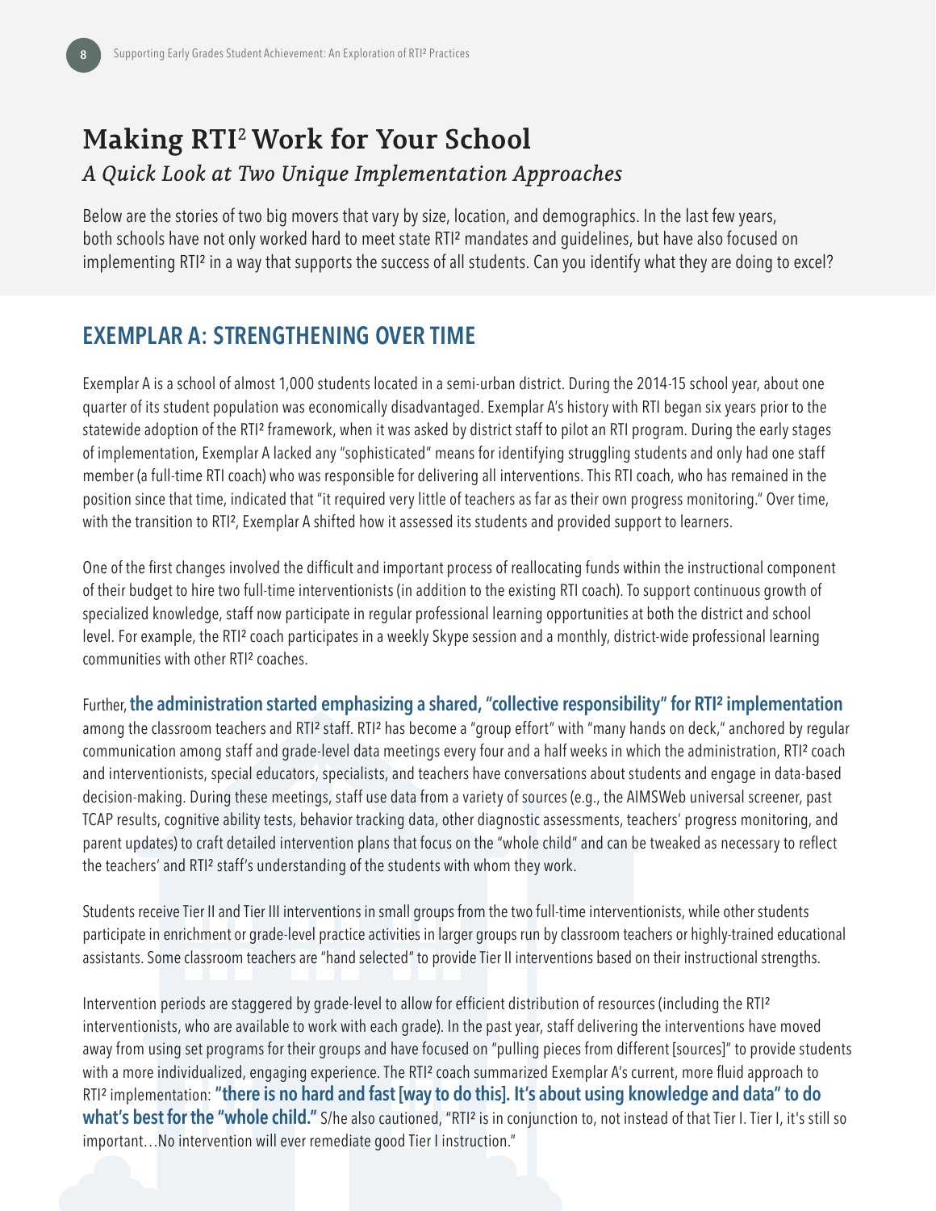# Making RTI² Work for Your School

*A Quick Look at Two Unique Implementation Approaches*

Below are the stories of two big movers that vary by size, location, and demographics. In the last few years, both schools have not only worked hard to meet state RTI² mandates and guidelines, but have also focused on implementing RTI² in a way that supports the success of all students. Can you identify what they are doing to excel?

## EXEMPLAR A: STRENGTHENING OVER TIME

Exemplar A is a school of almost 1,000 students located in a semi-urban district. During the 2014-15 school year, about one quarter of its student population was economically disadvantaged. Exemplar A's history with RTI began six years prior to the statewide adoption of the RTI² framework, when it was asked by district staff to pilot an RTI program. During the early stages of implementation, Exemplar A lacked any "sophisticated" means for identifying struggling students and only had one staff member (a full-time RTI coach) who was responsible for delivering all interventions. This RTI coach, who has remained in the position since that time, indicated that "it required very little of teachers as far as their own progress monitoring." Over time, with the transition to RTI², Exemplar A shifted how it assessed its students and provided support to learners.

One of the first changes involved the difficult and important process of reallocating funds within the instructional component of their budget to hire two full-time interventionists (in addition to the existing RTI coach). To support continuous growth of specialized knowledge, staff now participate in regular professional learning opportunities at both the district and school level. For example, the RTI² coach participates in a weekly Skype session and a monthly, district-wide professional learning communities with other RTI² coaches.

Further, **the administration started emphasizing a shared, "collective responsibility" for RTI² implementation** among the classroom teachers and RTI² staff. RTI² has become a "group effort" with "many hands on deck," anchored by regular communication among staff and grade-level data meetings every four and a half weeks in which the administration, RTI² coach and interventionists, special educators, specialists, and teachers have conversations about students and engage in data-based decision-making. During these meetings, staff use data from a variety of sources (e.g., the AIMSWeb universal screener, past TCAP results, cognitive ability tests, behavior tracking data, other diagnostic assessments, teachers' progress monitoring, and parent updates) to craft detailed intervention plans that focus on the "whole child" and can be tweaked as necessary to reflect the teachers' and RTI² staff's understanding of the students with whom they work.

Students receive Tier II and Tier III interventions in small groups from the two full-time interventionists, while other students participate in enrichment or grade-level practice activities in larger groups run by classroom teachers or highly-trained educational assistants. Some classroom teachers are "hand selected" to provide Tier II interventions based on their instructional strengths.

Intervention periods are staggered by grade-level to allow for efficient distribution of resources (including the RTI² interventionists, who are available to work with each grade). In the past year, staff delivering the interventions have moved away from using set programs for their groups and have focused on "pulling pieces from different [sources]" to provide students with a more individualized, engaging experience. The RTI² coach summarized Exemplar A's current, more fluid approach to RTI² implementation: **"there is no hard and fast [way to do this]. It's about using knowledge and data" to do what's best for the "whole child."** S/he also cautioned, "RTI² is in conjunction to, not instead of that Tier I. Tier I, it's still so important…No intervention will ever remediate good Tier I instruction."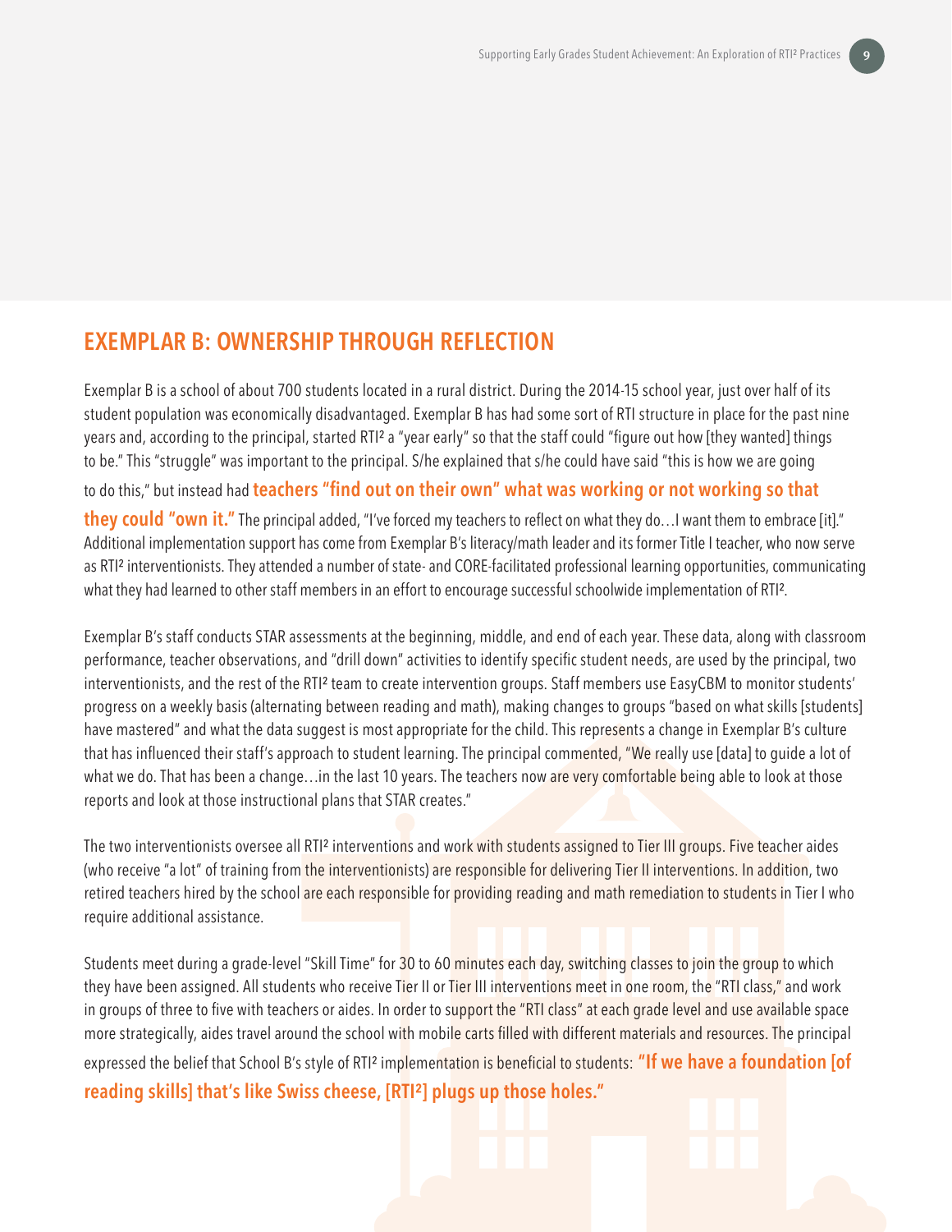## EXEMPLAR B: OWNERSHIP THROUGH REFLECTION

Exemplar B is a school of about 700 students located in a rural district. During the 2014-15 school year, just over half of its student population was economically disadvantaged. Exemplar B has had some sort of RTI structure in place for the past nine years and, according to the principal, started RTI² a "year early" so that the staff could "figure out how [they wanted] things to be." This "struggle" was important to the principal. S/he explained that s/he could have said "this is how we are going to do this," but instead had **teachers "find out on their own" what was working or not working so that they could "own it."** The principal added, "I've forced my teachers to reflect on what they do…I want them to embrace [it]." Additional implementation support has come from Exemplar B's literacy/math leader and its former Title I teacher, who now serve as RTI² interventionists. They attended a number of state- and CORE-facilitated professional learning opportunities, communicating what they had learned to other staff members in an effort to encourage successful schoolwide implementation of RTI².

Exemplar B's staff conducts STAR assessments at the beginning, middle, and end of each year. These data, along with classroom performance, teacher observations, and "drill down" activities to identify specific student needs, are used by the principal, two interventionists, and the rest of the RTI² team to create intervention groups. Staff members use EasyCBM to monitor students' progress on a weekly basis (alternating between reading and math), making changes to groups "based on what skills [students] have mastered" and what the data suggest is most appropriate for the child. This represents a change in Exemplar B's culture that has influenced their staff's approach to student learning. The principal commented, "We really use [data] to guide a lot of what we do. That has been a change…in the last 10 years. The teachers now are very comfortable being able to look at those reports and look at those instructional plans that STAR creates."

The two interventionists oversee all RTI² interventions and work with students assigned to Tier III groups. Five teacher aides (who receive "a lot" of training from the interventionists) are responsible for delivering Tier II interventions. In addition, two retired teachers hired by the school are each responsible for providing reading and math remediation to students in Tier I who require additional assistance.

Students meet during a grade-level "Skill Time" for 30 to 60 minutes each day, switching classes to join the group to which they have been assigned. All students who receive Tier II or Tier III interventions meet in one room, the "RTI class," and work in groups of three to five with teachers or aides. In order to support the "RTI class" at each grade level and use available space more strategically, aides travel around the school with mobile carts filled with different materials and resources. The principal expressed the belief that School B's style of RTI² implementation is beneficial to students: **"If we have a foundation [of reading skills] that's like Swiss cheese, [RTI²] plugs up those holes."**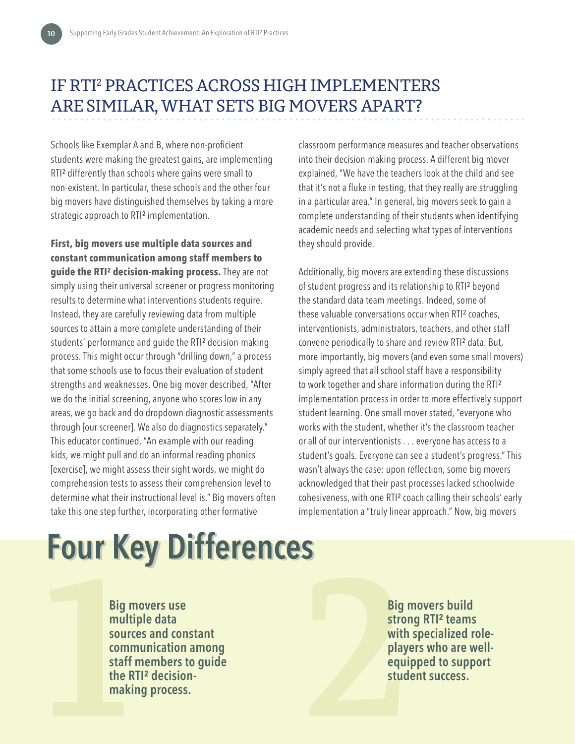## IF RTI² PRACTICES ACROSS HIGH IMPLEMENTERS ARE SIMILAR, WHAT SETS BIG MOVERS APART?

Schools like Exemplar A and B, where non-proficient students were making the greatest gains, are implementing RTI² differently than schools where gains were small to non-existent. In particular, these schools and the other four big movers have distinguished themselves by taking a more strategic approach to RTI² implementation.

**First, big movers use multiple data sources and constant communication among staff members to guide the RTI² decision-making process.** They are not simply using their universal screener or progress monitoring results to determine what interventions students require. Instead, they are carefully reviewing data from multiple sources to attain a more complete understanding of their students' performance and guide the RTI² decision-making process. This might occur through "drilling down," a process that some schools use to focus their evaluation of student strengths and weaknesses. One big mover described, "After we do the initial screening, anyone who scores low in any areas, we go back and do dropdown diagnostic assessments through [our screener]. We also do diagnostics separately." This educator continued, "An example with our reading kids, we might pull and do an informal reading phonics [exercise], we might assess their sight words, we might do comprehension tests to assess their comprehension level to determine what their instructional level is." Big movers often take this one step further, incorporating other formative classroom performance measures and teacher observations into their decision-making process. A different big mover explained, "We have the teachers look at the child and see that it's not a fluke in testing, that they really are struggling in a particular area." In general, big movers seek to gain a complete understanding of their students when identifying academic needs and selecting what types of interventions they should provide.

Additionally, big movers are extending these discussions of student progress and its relationship to RTI² beyond the standard data team meetings. Indeed, some of these valuable conversations occur when RTI² coaches, interventionists, administrators, teachers, and other staff convene periodically to share and review RTI² data. But, more importantly, big movers (and even some small movers) simply agreed that all school staff have a responsibility to work together and share information during the RTI² implementation process in order to more effectively support student learning. One small mover stated, "everyone who works with the student, whether it's the classroom teacher or all of our interventionists . . . everyone has access to a student's goals. Everyone can see a student's progress." This wasn't always the case: upon reflection, some big movers acknowledged that their past processes lacked schoolwide cohesiveness, with one RTI² coach calling their schools' early implementation a "truly linear approach." Now, big movers

## Four Key Differences

**1** Big movers use multiple data sources and constant communication among staff members to guide the RTI² decision-making process.

**2** Big movers build strong RTI² teams with specialized role-players who are well-equipped to support student success.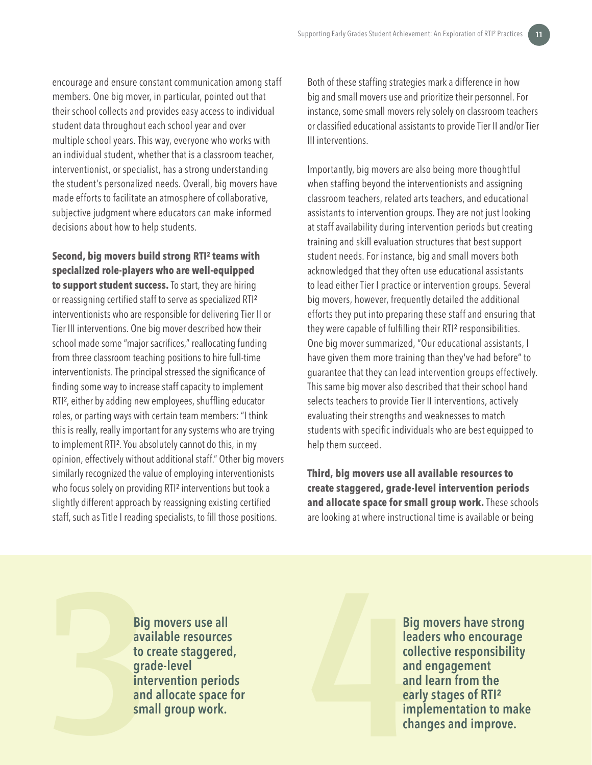encourage and ensure constant communication among staff members. One big mover, in particular, pointed out that their school collects and provides easy access to individual student data throughout each school year and over multiple school years. This way, everyone who works with an individual student, whether that is a classroom teacher, interventionist, or specialist, has a strong understanding the student's personalized needs. Overall, big movers have made efforts to facilitate an atmosphere of collaborative, subjective judgment where educators can make informed decisions about how to help students.

**Second, big movers build strong RTI² teams with specialized role-players who are well-equipped to support student success.** To start, they are hiring or reassigning certified staff to serve as specialized RTI² interventionists who are responsible for delivering Tier II or Tier III interventions. One big mover described how their school made some "major sacrifices," reallocating funding from three classroom teaching positions to hire full-time interventionists. The principal stressed the significance of finding some way to increase staff capacity to implement RTI², either by adding new employees, shuffling educator roles, or parting ways with certain team members: "I think this is really, really important for any systems who are trying to implement RTI². You absolutely cannot do this, in my opinion, effectively without additional staff." Other big movers similarly recognized the value of employing interventionists who focus solely on providing RTI² interventions but took a slightly different approach by reassigning existing certified staff, such as Title I reading specialists, to fill those positions.

Both of these staffing strategies mark a difference in how big and small movers use and prioritize their personnel. For instance, some small movers rely solely on classroom teachers or classified educational assistants to provide Tier II and/or Tier III interventions.

Importantly, big movers are also being more thoughtful when staffing beyond the interventionists and assigning classroom teachers, related arts teachers, and educational assistants to intervention groups. They are not just looking at staff availability during intervention periods but creating training and skill evaluation structures that best support student needs. For instance, big and small movers both acknowledged that they often use educational assistants to lead either Tier I practice or intervention groups. Several big movers, however, frequently detailed the additional efforts they put into preparing these staff and ensuring that they were capable of fulfilling their RTI² responsibilities. One big mover summarized, "Our educational assistants, I have given them more training than they've had before" to guarantee that they can lead intervention groups effectively. This same big mover also described that their school hand selects teachers to provide Tier II interventions, actively evaluating their strengths and weaknesses to match students with specific individuals who are best equipped to help them succeed.

**Third, big movers use all available resources to create staggered, grade-level intervention periods and allocate space for small group work.** These schools are looking at where instructional time is available or being

**3** **Big movers use all available resources to create staggered, grade-level intervention periods and allocate space for small group work.**

**4** **Big movers have strong leaders who encourage collective responsibility and engagement and learn from the early stages of RTI² implementation to make changes and improve.**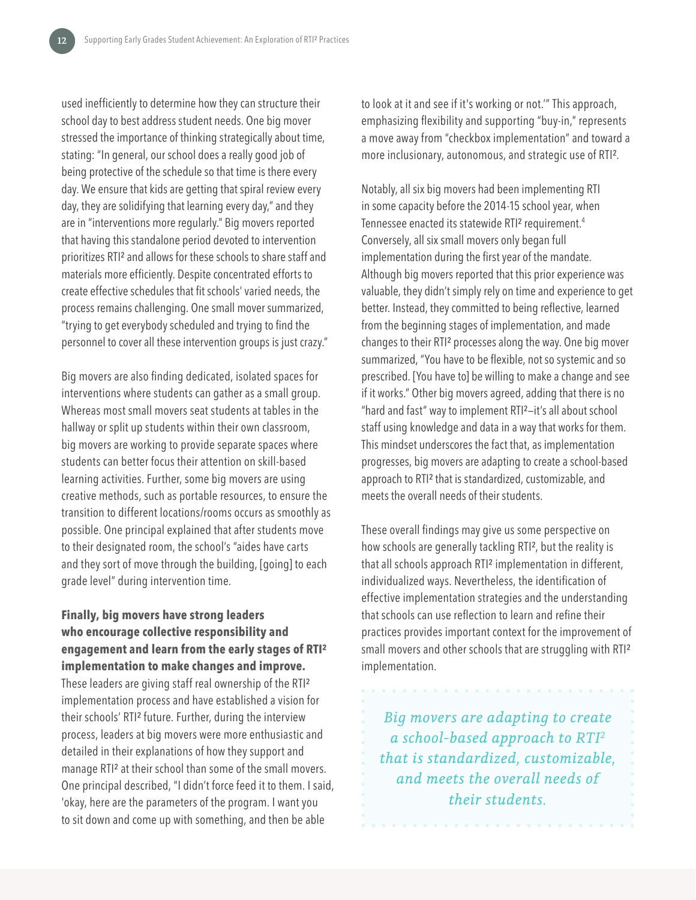used inefficiently to determine how they can structure their school day to best address student needs. One big mover stressed the importance of thinking strategically about time, stating: "In general, our school does a really good job of being protective of the schedule so that time is there every day. We ensure that kids are getting that spiral review every day, they are solidifying that learning every day," and they are in "interventions more regularly." Big movers reported that having this standalone period devoted to intervention prioritizes RTI² and allows for these schools to share staff and materials more efficiently. Despite concentrated efforts to create effective schedules that fit schools' varied needs, the process remains challenging. One small mover summarized, "trying to get everybody scheduled and trying to find the personnel to cover all these intervention groups is just crazy."

Big movers are also finding dedicated, isolated spaces for interventions where students can gather as a small group. Whereas most small movers seat students at tables in the hallway or split up students within their own classroom, big movers are working to provide separate spaces where students can better focus their attention on skill-based learning activities. Further, some big movers are using creative methods, such as portable resources, to ensure the transition to different locations/rooms occurs as smoothly as possible. One principal explained that after students move to their designated room, the school's "aides have carts and they sort of move through the building, [going] to each grade level" during intervention time.

**Finally, big movers have strong leaders who encourage collective responsibility and engagement and learn from the early stages of RTI² implementation to make changes and improve.** These leaders are giving staff real ownership of the RTI² implementation process and have established a vision for their schools' RTI² future. Further, during the interview process, leaders at big movers were more enthusiastic and detailed in their explanations of how they support and manage RTI² at their school than some of the small movers. One principal described, "I didn't force feed it to them. I said, 'okay, here are the parameters of the program. I want you to sit down and come up with something, and then be able to look at it and see if it's working or not.'" This approach, emphasizing flexibility and supporting "buy-in," represents a move away from "checkbox implementation" and toward a more inclusionary, autonomous, and strategic use of RTI².

Notably, all six big movers had been implementing RTI in some capacity before the 2014-15 school year, when Tennessee enacted its statewide RTI² requirement.[4] Conversely, all six small movers only began full implementation during the first year of the mandate. Although big movers reported that this prior experience was valuable, they didn't simply rely on time and experience to get better. Instead, they committed to being reflective, learned from the beginning stages of implementation, and made changes to their RTI² processes along the way. One big mover summarized, "You have to be flexible, not so systemic and so prescribed. [You have to] be willing to make a change and see if it works." Other big movers agreed, adding that there is no "hard and fast" way to implement RTI²—it's all about school staff using knowledge and data in a way that works for them. This mindset underscores the fact that, as implementation progresses, big movers are adapting to create a school-based approach to RTI² that is standardized, customizable, and meets the overall needs of their students.

These overall findings may give us some perspective on how schools are generally tackling RTI², but the reality is that all schools approach RTI² implementation in different, individualized ways. Nevertheless, the identification of effective implementation strategies and the understanding that schools can use reflection to learn and refine their practices provides important context for the improvement of small movers and other schools that are struggling with RTI² implementation.

> *Big movers are adapting to create a school-based approach to RTI² that is standardized, customizable, and meets the overall needs of their students.*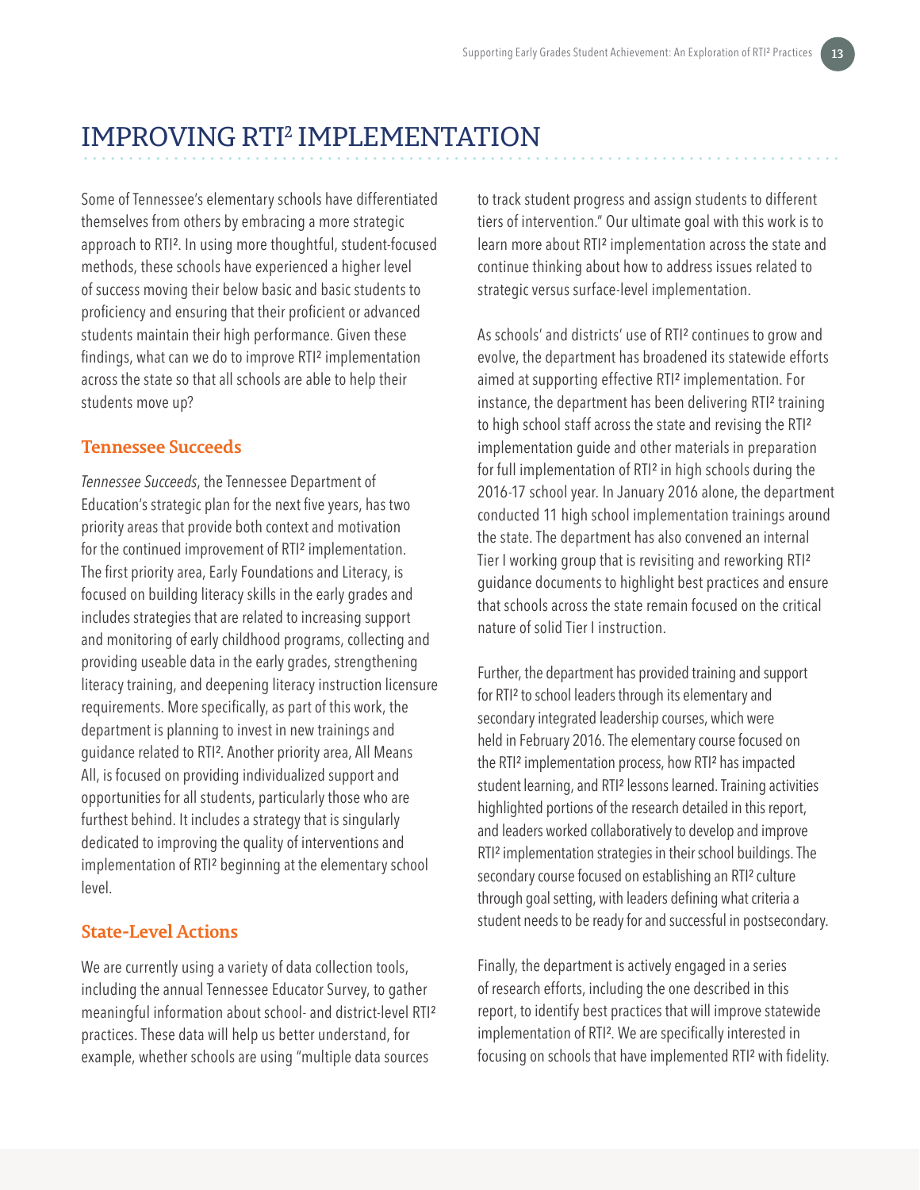# IMPROVING RTI² IMPLEMENTATION

Some of Tennessee's elementary schools have differentiated themselves from others by embracing a more strategic approach to RTI². In using more thoughtful, student-focused methods, these schools have experienced a higher level of success moving their below basic and basic students to proficiency and ensuring that their proficient or advanced students maintain their high performance. Given these findings, what can we do to improve RTI² implementation across the state so that all schools are able to help their students move up?

## Tennessee Succeeds

*Tennessee Succeeds*, the Tennessee Department of Education's strategic plan for the next five years, has two priority areas that provide both context and motivation for the continued improvement of RTI² implementation. The first priority area, Early Foundations and Literacy, is focused on building literacy skills in the early grades and includes strategies that are related to increasing support and monitoring of early childhood programs, collecting and providing useable data in the early grades, strengthening literacy training, and deepening literacy instruction licensure requirements. More specifically, as part of this work, the department is planning to invest in new trainings and guidance related to RTI². Another priority area, All Means All, is focused on providing individualized support and opportunities for all students, particularly those who are furthest behind. It includes a strategy that is singularly dedicated to improving the quality of interventions and implementation of RTI² beginning at the elementary school level.

## State-Level Actions

We are currently using a variety of data collection tools, including the annual Tennessee Educator Survey, to gather meaningful information about school- and district-level RTI² practices. These data will help us better understand, for example, whether schools are using "multiple data sources to track student progress and assign students to different tiers of intervention." Our ultimate goal with this work is to learn more about RTI² implementation across the state and continue thinking about how to address issues related to strategic versus surface-level implementation.

As schools' and districts' use of RTI² continues to grow and evolve, the department has broadened its statewide efforts aimed at supporting effective RTI² implementation. For instance, the department has been delivering RTI² training to high school staff across the state and revising the RTI² implementation guide and other materials in preparation for full implementation of RTI² in high schools during the 2016-17 school year. In January 2016 alone, the department conducted 11 high school implementation trainings around the state. The department has also convened an internal Tier I working group that is revisiting and reworking RTI² guidance documents to highlight best practices and ensure that schools across the state remain focused on the critical nature of solid Tier I instruction.

Further, the department has provided training and support for RTI² to school leaders through its elementary and secondary integrated leadership courses, which were held in February 2016. The elementary course focused on the RTI² implementation process, how RTI² has impacted student learning, and RTI² lessons learned. Training activities highlighted portions of the research detailed in this report, and leaders worked collaboratively to develop and improve RTI² implementation strategies in their school buildings. The secondary course focused on establishing an RTI² culture through goal setting, with leaders defining what criteria a student needs to be ready for and successful in postsecondary.

Finally, the department is actively engaged in a series of research efforts, including the one described in this report, to identify best practices that will improve statewide implementation of RTI². We are specifically interested in focusing on schools that have implemented RTI² with fidelity.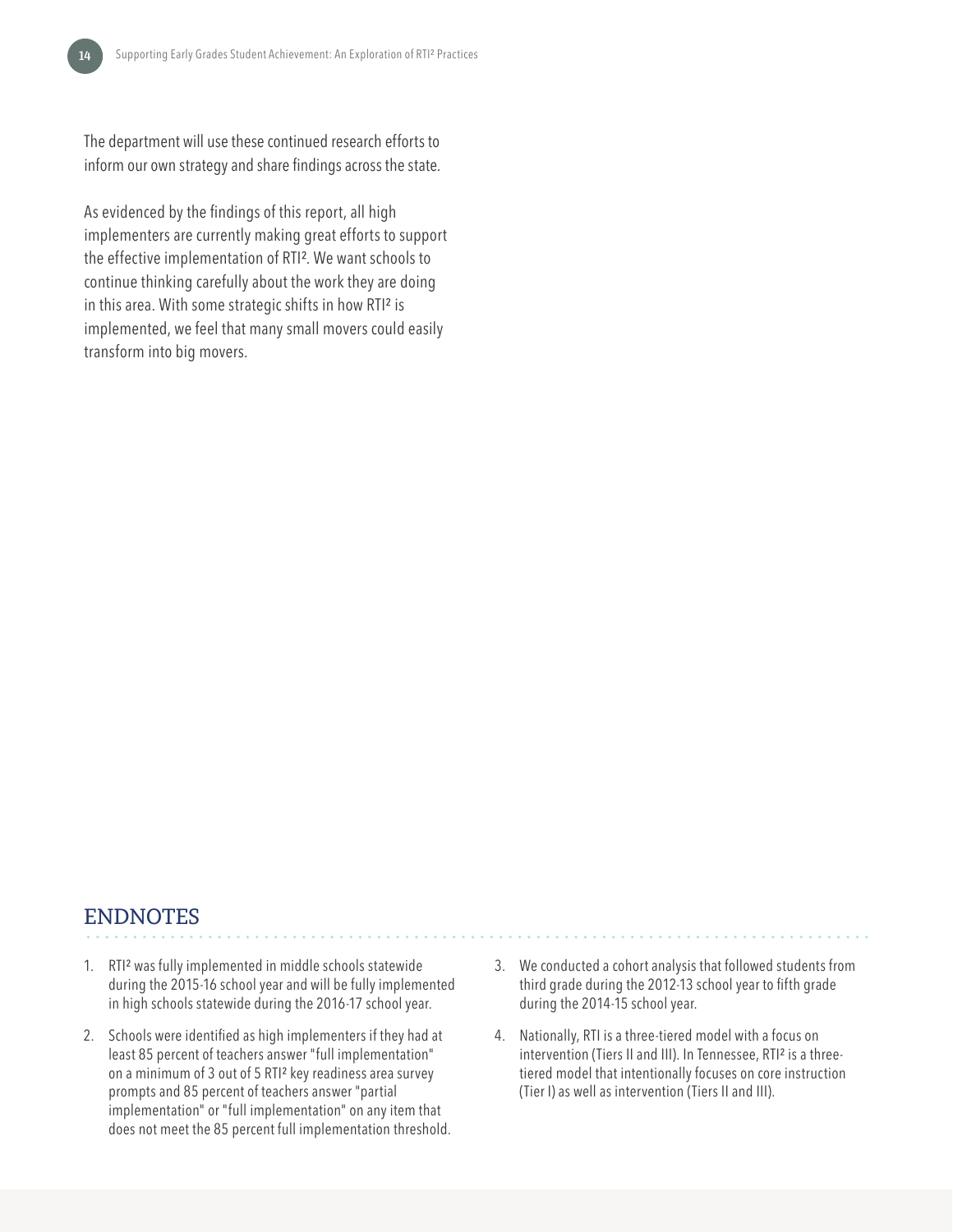The department will use these continued research efforts to inform our own strategy and share findings across the state.

As evidenced by the findings of this report, all high implementers are currently making great efforts to support the effective implementation of RTI². We want schools to continue thinking carefully about the work they are doing in this area. With some strategic shifts in how RTI² is implemented, we feel that many small movers could easily transform into big movers.

## ENDNOTES

1. RTI² was fully implemented in middle schools statewide during the 2015-16 school year and will be fully implemented in high schools statewide during the 2016-17 school year.
2. Schools were identified as high implementers if they had at least 85 percent of teachers answer "full implementation" on a minimum of 3 out of 5 RTI² key readiness area survey prompts and 85 percent of teachers answer "partial implementation" or "full implementation" on any item that does not meet the 85 percent full implementation threshold.
3. We conducted a cohort analysis that followed students from third grade during the 2012-13 school year to fifth grade during the 2014-15 school year.
4. Nationally, RTI is a three-tiered model with a focus on intervention (Tiers II and III). In Tennessee, RTI² is a three-tiered model that intentionally focuses on core instruction (Tier I) as well as intervention (Tiers II and III).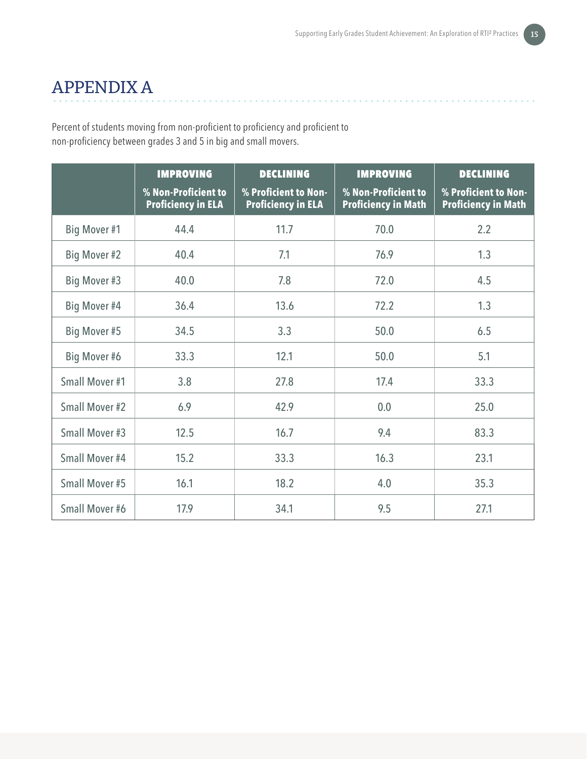# APPENDIX A

Percent of students moving from non-proficient to proficiency and proficient to non-proficiency between grades 3 and 5 in big and small movers.

| | **IMPROVING** | **DECLINING** | **IMPROVING** | **DECLINING** |
|---|---|---|---|---|
| | **% Non-Proficient to Proficiency in ELA** | **% Proficient to Non-Proficiency in ELA** | **% Non-Proficient to Proficiency in Math** | **% Proficient to Non-Proficiency in Math** |
| Big Mover #1 | 44.4 | 11.7 | 70.0 | 2.2 |
| Big Mover #2 | 40.4 | 7.1 | 76.9 | 1.3 |
| Big Mover #3 | 40.0 | 7.8 | 72.0 | 4.5 |
| Big Mover #4 | 36.4 | 13.6 | 72.2 | 1.3 |
| Big Mover #5 | 34.5 | 3.3 | 50.0 | 6.5 |
| Big Mover #6 | 33.3 | 12.1 | 50.0 | 5.1 |
| Small Mover #1 | 3.8 | 27.8 | 17.4 | 33.3 |
| Small Mover #2 | 6.9 | 42.9 | 0.0 | 25.0 |
| Small Mover #3 | 12.5 | 16.7 | 9.4 | 83.3 |
| Small Mover #4 | 15.2 | 33.3 | 16.3 | 23.1 |
| Small Mover #5 | 16.1 | 18.2 | 4.0 | 35.3 |
| Small Mover #6 | 17.9 | 34.1 | 9.5 | 27.1 |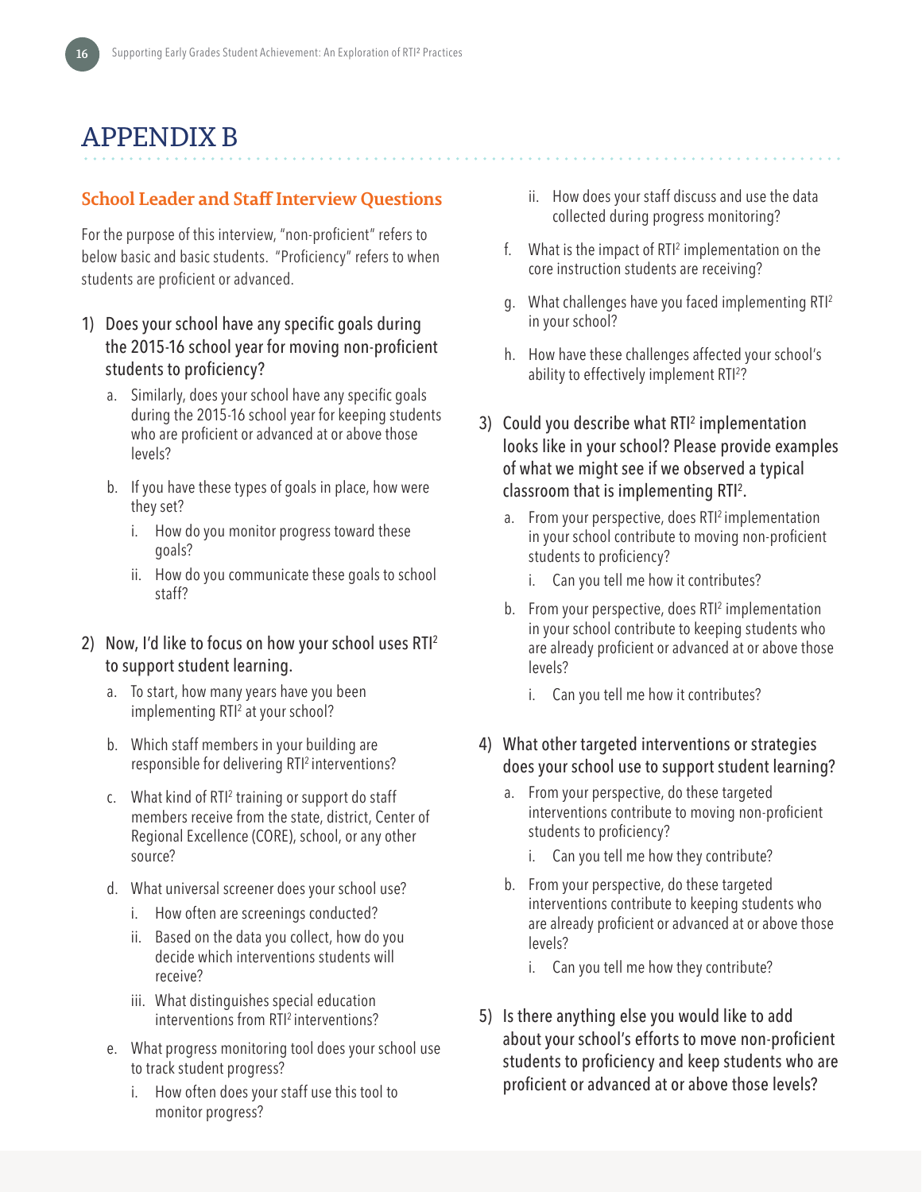# APPENDIX B

## School Leader and Staff Interview Questions

For the purpose of this interview, "non-proficient" refers to below basic and basic students. "Proficiency" refers to when students are proficient or advanced.

1) Does your school have any specific goals during the 2015-16 school year for moving non-proficient students to proficiency?
   a. Similarly, does your school have any specific goals during the 2015-16 school year for keeping students who are proficient or advanced at or above those levels?
   b. If you have these types of goals in place, how were they set?
      i. How do you monitor progress toward these goals?
      ii. How do you communicate these goals to school staff?

2) Now, I'd like to focus on how your school uses RTI$^2$ to support student learning.
   a. To start, how many years have you been implementing RTI$^2$ at your school?
   b. Which staff members in your building are responsible for delivering RTI$^2$ interventions?
   c. What kind of RTI$^2$ training or support do staff members receive from the state, district, Center of Regional Excellence (CORE), school, or any other source?
   d. What universal screener does your school use?
      i. How often are screenings conducted?
      ii. Based on the data you collect, how do you decide which interventions students will receive?
      iii. What distinguishes special education interventions from RTI$^2$ interventions?
   e. What progress monitoring tool does your school use to track student progress?
      i. How often does your staff use this tool to monitor progress?
      ii. How does your staff discuss and use the data collected during progress monitoring?
   f. What is the impact of RTI$^2$ implementation on the core instruction students are receiving?
   g. What challenges have you faced implementing RTI$^2$ in your school?
   h. How have these challenges affected your school's ability to effectively implement RTI$^2$?

3) Could you describe what RTI$^2$ implementation looks like in your school? Please provide examples of what we might see if we observed a typical classroom that is implementing RTI$^2$.
   a. From your perspective, does RTI$^2$ implementation in your school contribute to moving non-proficient students to proficiency?
      i. Can you tell me how it contributes?
   b. From your perspective, does RTI$^2$ implementation in your school contribute to keeping students who are already proficient or advanced at or above those levels?
      i. Can you tell me how it contributes?

4) What other targeted interventions or strategies does your school use to support student learning?
   a. From your perspective, do these targeted interventions contribute to moving non-proficient students to proficiency?
      i. Can you tell me how they contribute?
   b. From your perspective, do these targeted interventions contribute to keeping students who are already proficient or advanced at or above those levels?
      i. Can you tell me how they contribute?

5) Is there anything else you would like to add about your school's efforts to move non-proficient students to proficiency and keep students who are proficient or advanced at or above those levels?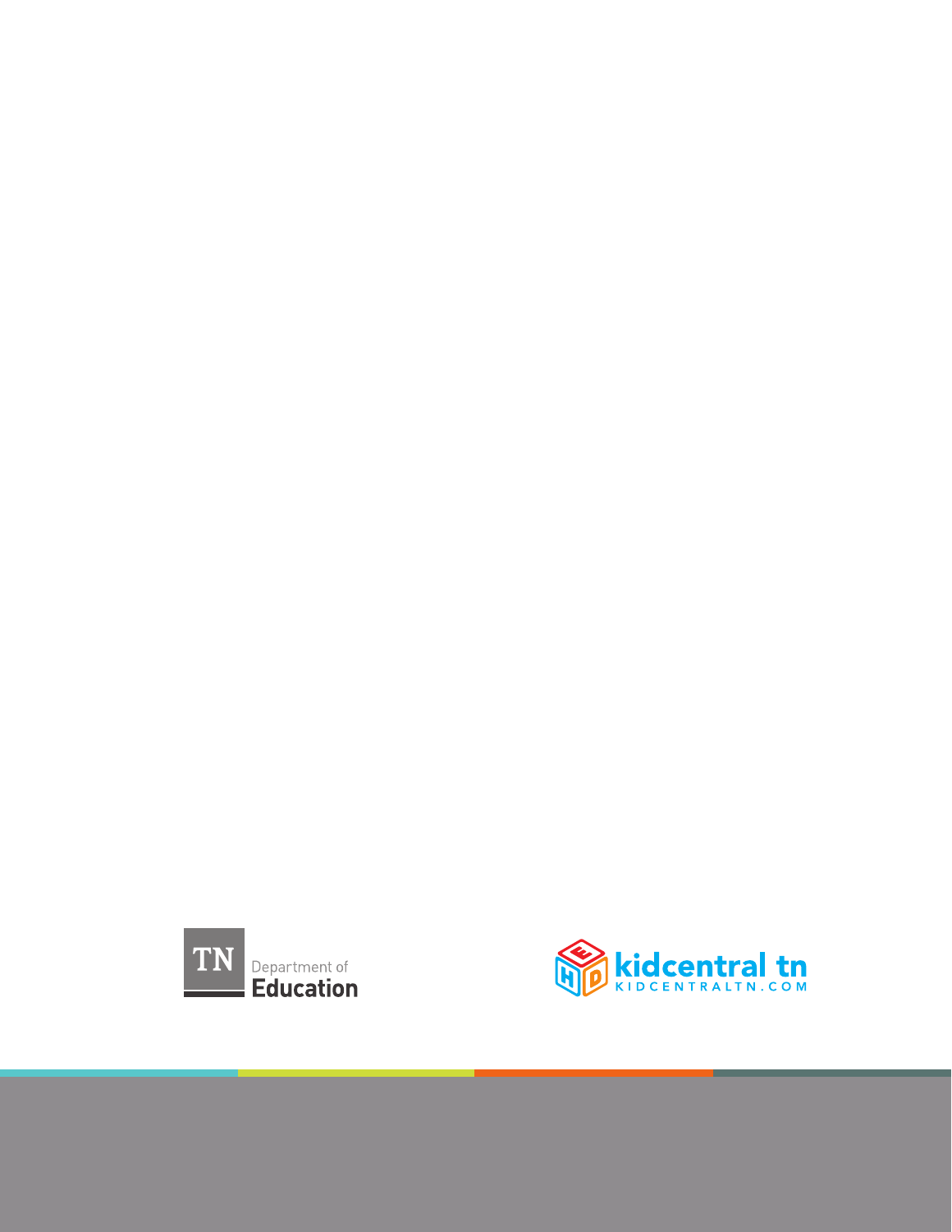TN Department of Education

kidcentral tn
KIDCENTRALTN.COM